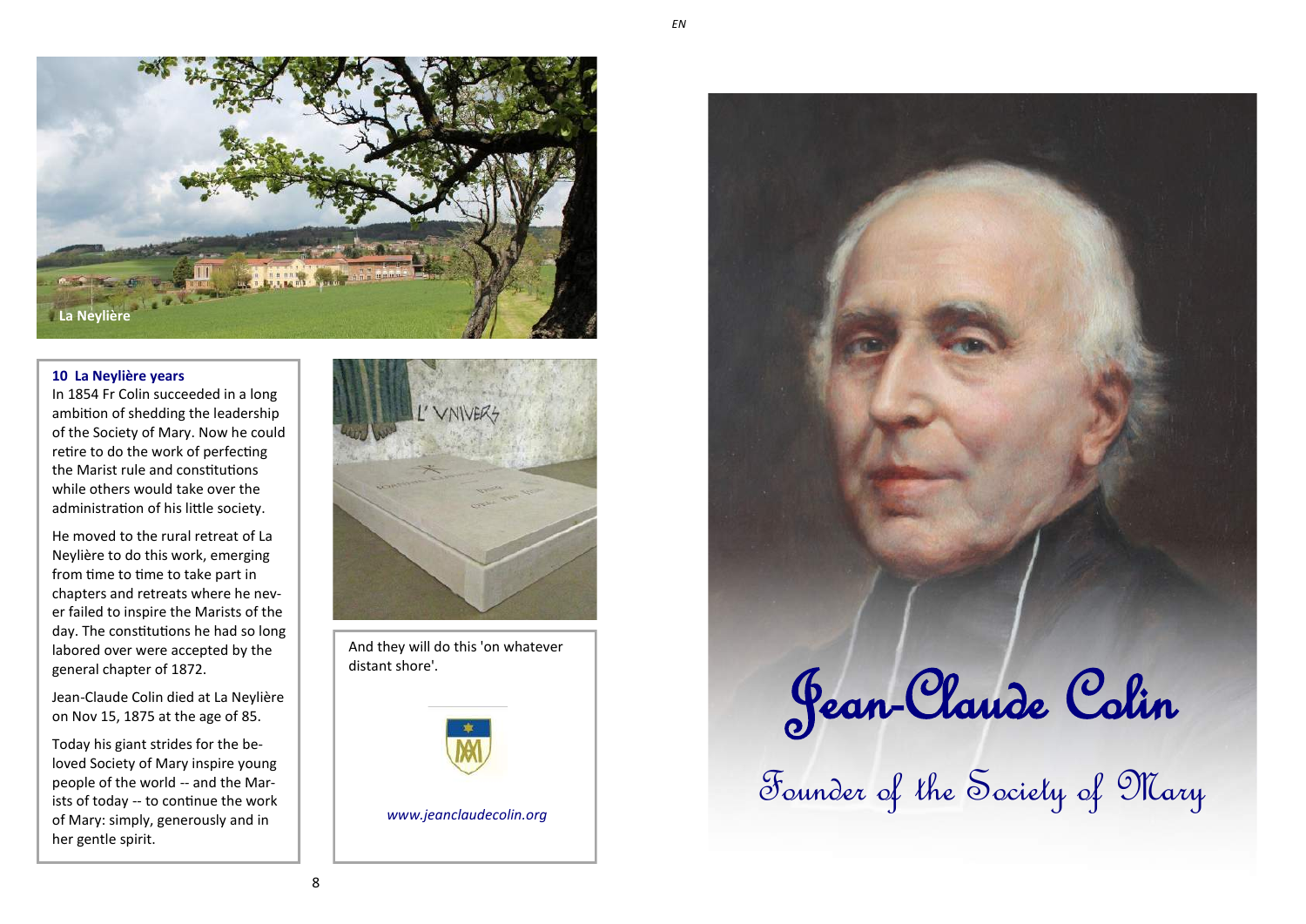La Neylière

## 10 La Neylière years

In 1854 Fr Colin succeeded in a long ambition of shedding the leadership of the Society of Mary. Now he could retire to do the work of perfecting the Marist rule and constitutions while others would take over the administration of his little society.

He moved to the rural retreat of La Neylière to do this work, emerging from time to time to take part in chapters and retreats where he never failed to inspire the Marists of the day. The constitutions he had so long labored over were accepted by the general chapter of 1872.

Jean-Claude Colin died at La Neylière on Nov 15, 1875 at the age of 85.

Today his giant strides for the beloved Society of Mary inspire young people of the world -- and the Marists of today -- to continue the work of Mary: simply, generously and in her gentle spirit.

And they will do this 'on whatever distant shore'.

*www.jeanclaudecolin.org*

# Jean-Claude Colin

## Founder of the Society of Mary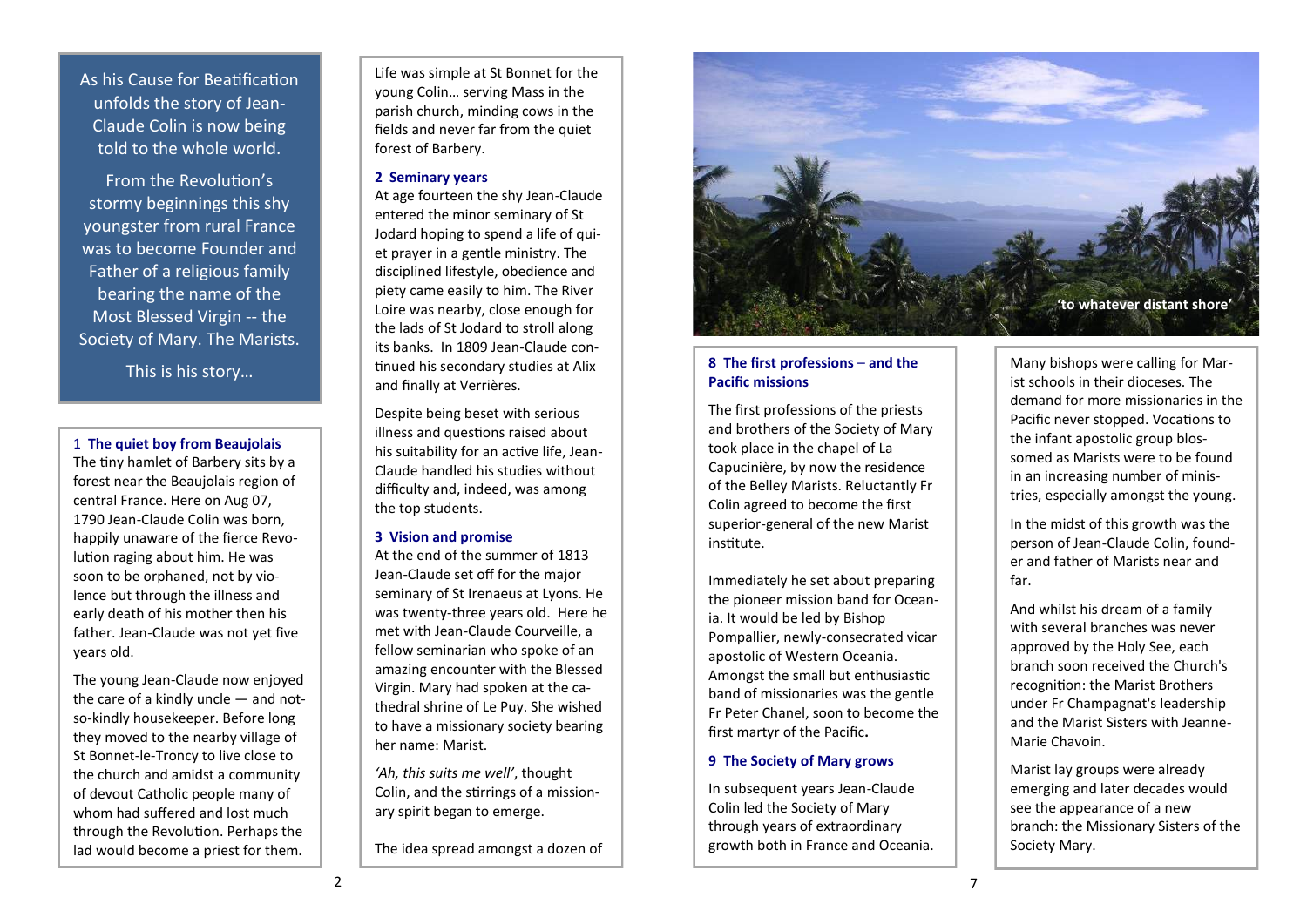As his Cause for Beatification unfolds the story of Jean-Claude Colin is now being told to the whole world.

From the Revolution's stormy beginnings this shy youngster from rural France was to become Founder and Father of a religious family bearing the name of the Most Blessed Virgin -- the Society of Mary. The Marists.

This is his story…

### 1 The quiet boy from Beaujolais

The tiny hamlet of Barbery sits by a forest near the Beaujolais region of central France. Here on Aug 07, 1790 Jean-Claude Colin was born, happily unaware of the fierce Revolution raging about him. He was soon to be orphaned, not by violence but through the illness and early death of his mother then his father. Jean-Claude was not yet five years old.

The young Jean-Claude now enjoyed the care of a kindly uncle — and not-so-kindly housekeeper. Before long they moved to the nearby village of St Bonnet-le-Troncy to live close to the church and amidst a community of devout Catholic people many of whom had suffered and lost much through the Revolution. Perhaps the lad would become a priest for them.

Life was simple at St Bonnet for the young Colin… serving Mass in the parish church, minding cows in the fields and never far from the quiet forest of Barbery.

### 2 Seminary years

At age fourteen the shy Jean-Claude entered the minor seminary of St Jodard hoping to spend a life of quiet prayer in a gentle ministry. The disciplined lifestyle, obedience and piety came easily to him. The River Loire was nearby, close enough for the lads of St Jodard to stroll along its banks. In 1809 Jean-Claude continued his secondary studies at Alix and finally at Verrières.

Despite being beset with serious illness and questions raised about his suitability for an active life, Jean-Claude handled his studies without difficulty and, indeed, was among the top students.

### 3 Vision and promise

At the end of the summer of 1813 Jean-Claude set off for the major seminary of St Irenaeus at Lyons. He was twenty-three years old. Here he met with Jean-Claude Courveille, a fellow seminarian who spoke of an amazing encounter with the Blessed Virgin. Mary had spoken at the cathedral shrine of Le Puy. She wished to have a missionary society bearing her name: Marist.

*'Ah, this suits me well'*, thought Colin, and the stirrings of a missionary spirit began to emerge.

The idea spread amongst a dozen of

'to whatever distant shore'

### 8 The first professions – and the Pacific missions

The first professions of the priests and brothers of the Society of Mary took place in the chapel of La Capucinière, by now the residence of the Belley Marists. Reluctantly Fr Colin agreed to become the first superior-general of the new Marist institute.

Immediately he set about preparing the pioneer mission band for Oceania. It would be led by Bishop Pompallier, newly-consecrated vicar apostolic of Western Oceania. Amongst the small but enthusiastic band of missionaries was the gentle Fr Peter Chanel, soon to become the first martyr of the Pacific**.**

### 9 The Society of Mary grows

In subsequent years Jean-Claude Colin led the Society of Mary through years of extraordinary growth both in France and Oceania.

Many bishops were calling for Marist schools in their dioceses. The demand for more missionaries in the Pacific never stopped. Vocations to the infant apostolic group blossomed as Marists were to be found in an increasing number of ministries, especially amongst the young.

In the midst of this growth was the person of Jean-Claude Colin, founder and father of Marists near and far.

And whilst his dream of a family with several branches was never approved by the Holy See, each branch soon received the Church's recognition: the Marist Brothers under Fr Champagnat's leadership and the Marist Sisters with Jeanne-Marie Chavoin.

Marist lay groups were already emerging and later decades would see the appearance of a new branch: the Missionary Sisters of the Society Mary.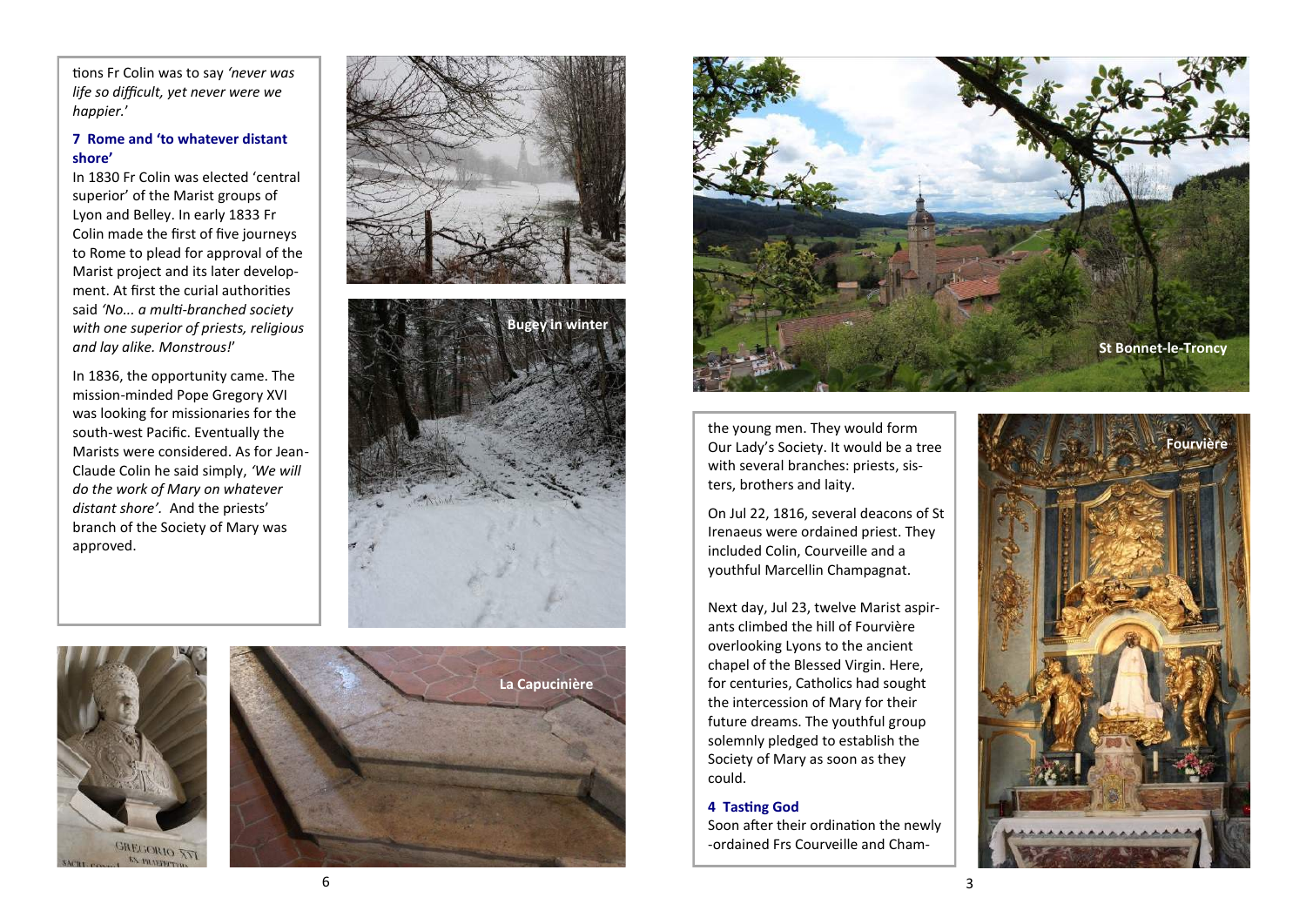tions Fr Colin was to say *'never was life so difficult, yet never were we happier.'*

### 7 Rome and 'to whatever distant shore'

In 1830 Fr Colin was elected 'central superior' of the Marist groups of Lyon and Belley. In early 1833 Fr Colin made the first of five journeys to Rome to plead for approval of the Marist project and its later development. At first the curial authorities said *'No... a multi-branched society with one superior of priests, religious and lay alike. Monstrous!'*

In 1836, the opportunity came. The mission-minded Pope Gregory XVI was looking for missionaries for the south-west Pacific. Eventually the Marists were considered. As for Jean-Claude Colin he said simply, *'We will do the work of Mary on whatever distant shore'*. And the priests' branch of the Society of Mary was approved.

Bugey in winter

La Capucinière

St Bonnet-le-Troncy

the young men. They would form Our Lady's Society. It would be a tree with several branches: priests, sisters, brothers and laity.

On Jul 22, 1816, several deacons of St Irenaeus were ordained priest. They included Colin, Courveille and a youthful Marcellin Champagnat.

Next day, Jul 23, twelve Marist aspirants climbed the hill of Fourvière overlooking Lyons to the ancient chapel of the Blessed Virgin. Here, for centuries, Catholics had sought the intercession of Mary for their future dreams. The youthful group solemnly pledged to establish the Society of Mary as soon as they could.

### 4 Tasting God

Soon after their ordination the newly-ordained Frs Courveille and Cham-

Fourvière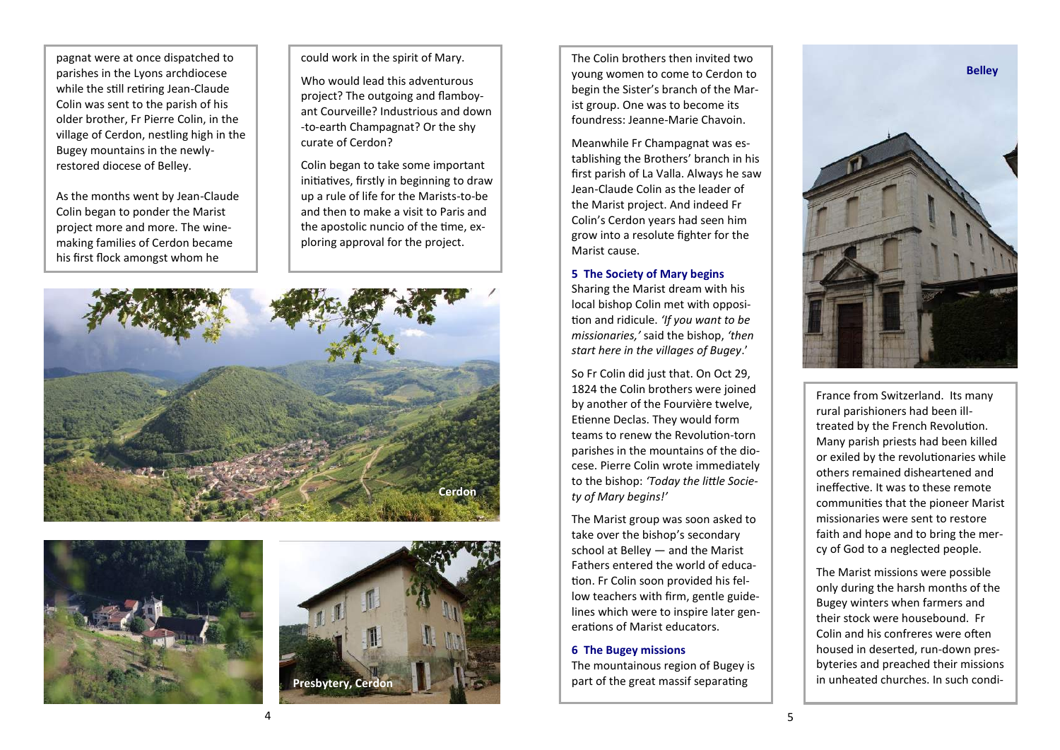pagnat were at once dispatched to parishes in the Lyons archdiocese while the still retiring Jean-Claude Colin was sent to the parish of his older brother, Fr Pierre Colin, in the village of Cerdon, nestling high in the Bugey mountains in the newly-restored diocese of Belley.

As the months went by Jean-Claude Colin began to ponder the Marist project more and more. The wine-making families of Cerdon became his first flock amongst whom he could work in the spirit of Mary.

Who would lead this adventurous project? The outgoing and flamboyant Courveille? Industrious and down-to-earth Champagnat? Or the shy curate of Cerdon?

Colin began to take some important initiatives, firstly in beginning to draw up a rule of life for the Marists-to-be and then to make a visit to Paris and the apostolic nuncio of the time, exploring approval for the project.

Cerdon

Presbytery, Cerdon

The Colin brothers then invited two young women to come to Cerdon to begin the Sister's branch of the Marist group. One was to become its foundress: Jeanne-Marie Chavoin.

Meanwhile Fr Champagnat was establishing the Brothers' branch in his first parish of La Valla. Always he saw Jean-Claude Colin as the leader of the Marist project. And indeed Fr Colin's Cerdon years had seen him grow into a resolute fighter for the Marist cause.

### 5 The Society of Mary begins

Sharing the Marist dream with his local bishop Colin met with opposition and ridicule. *'If you want to be missionaries,'* said the bishop, *'then start here in the villages of Bugey*.'

So Fr Colin did just that. On Oct 29, 1824 the Colin brothers were joined by another of the Fourvière twelve, Etienne Declas. They would form teams to renew the Revolution-torn parishes in the mountains of the diocese. Pierre Colin wrote immediately to the bishop: *'Today the little Society of Mary begins!'*

The Marist group was soon asked to take over the bishop's secondary school at Belley — and the Marist Fathers entered the world of education. Fr Colin soon provided his fellow teachers with firm, gentle guidelines which were to inspire later generations of Marist educators.

### 6 The Bugey missions

The mountainous region of Bugey is part of the great massif separating France from Switzerland. Its many rural parishioners had been ill-treated by the French Revolution. Many parish priests had been killed or exiled by the revolutionaries while others remained disheartened and ineffective. It was to these remote communities that the pioneer Marist missionaries were sent to restore faith and hope and to bring the mercy of God to a neglected people.

The Marist missions were possible only during the harsh months of the Bugey winters when farmers and their stock were housebound. Fr Colin and his confreres were often housed in deserted, run-down presbyteries and preached their missions in unheated churches. In such condi-

Belley